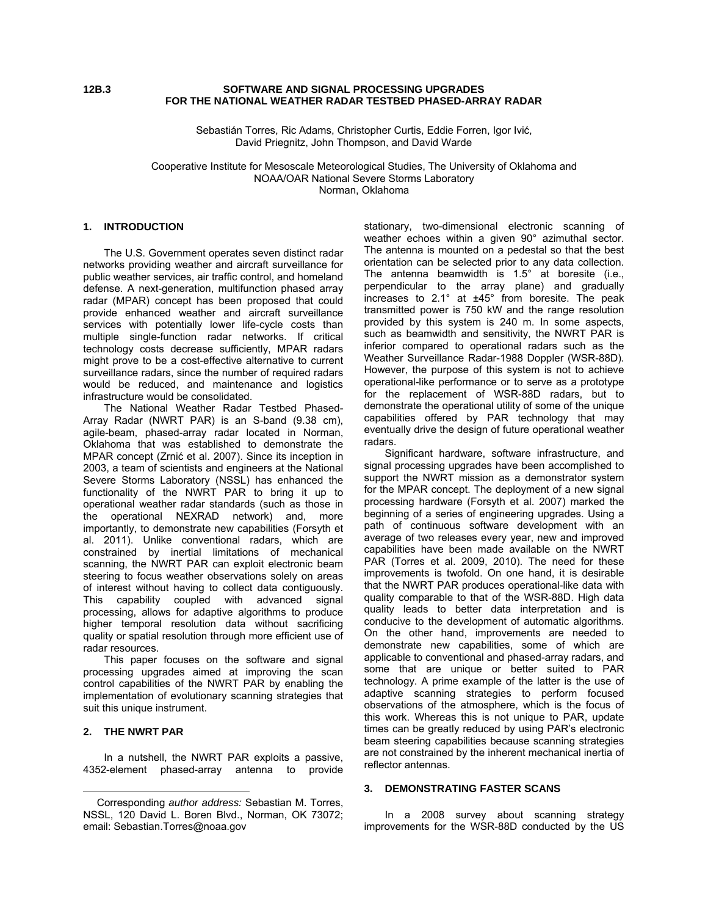12B.3

# SOFTWARE AND SIGNAL PROCESSING UPGRADES FOR THE NATIONAL WEATHER RADAR TESTBED PHASED-ARRAY RADAR

Sebastián Torres, Ric Adams, Christopher Curtis, Eddie Forren, Igor Ivić, David Priegnitz, John Thompson, and David Warde

Cooperative Institute for Mesoscale Meteorological Studies, The University of Oklahoma and NOAA/OAR National Severe Storms Laboratory
Norman, Oklahoma

## 1. INTRODUCTION

The U.S. Government operates seven distinct radar networks providing weather and aircraft surveillance for public weather services, air traffic control, and homeland defense. A next-generation, multifunction phased array radar (MPAR) concept has been proposed that could provide enhanced weather and aircraft surveillance services with potentially lower life-cycle costs than multiple single-function radar networks. If critical technology costs decrease sufficiently, MPAR radars might prove to be a cost-effective alternative to current surveillance radars, since the number of required radars would be reduced, and maintenance and logistics infrastructure would be consolidated.

The National Weather Radar Testbed Phased-Array Radar (NWRT PAR) is an S-band (9.38 cm), agile-beam, phased-array radar located in Norman, Oklahoma that was established to demonstrate the MPAR concept (Zrnić et al. 2007). Since its inception in 2003, a team of scientists and engineers at the National Severe Storms Laboratory (NSSL) has enhanced the functionality of the NWRT PAR to bring it up to operational weather radar standards (such as those in the operational NEXRAD network) and, more importantly, to demonstrate new capabilities (Forsyth et al. 2011). Unlike conventional radars, which are constrained by inertial limitations of mechanical scanning, the NWRT PAR can exploit electronic beam steering to focus weather observations solely on areas of interest without having to collect data contiguously. This capability coupled with advanced signal processing, allows for adaptive algorithms to produce higher temporal resolution data without sacrificing quality or spatial resolution through more efficient use of radar resources.

This paper focuses on the software and signal processing upgrades aimed at improving the scan control capabilities of the NWRT PAR by enabling the implementation of evolutionary scanning strategies that suit this unique instrument.

## 2. THE NWRT PAR

In a nutshell, the NWRT PAR exploits a passive, 4352-element phased-array antenna to provide stationary, two-dimensional electronic scanning of weather echoes within a given 90° azimuthal sector. The antenna is mounted on a pedestal so that the best orientation can be selected prior to any data collection. The antenna beamwidth is 1.5° at boresite (i.e., perpendicular to the array plane) and gradually increases to 2.1° at ±45° from boresite. The peak transmitted power is 750 kW and the range resolution provided by this system is 240 m. In some aspects, such as beamwidth and sensitivity, the NWRT PAR is inferior compared to operational radars such as the Weather Surveillance Radar-1988 Doppler (WSR-88D). However, the purpose of this system is not to achieve operational-like performance or to serve as a prototype for the replacement of WSR-88D radars, but to demonstrate the operational utility of some of the unique capabilities offered by PAR technology that may eventually drive the design of future operational weather radars.

Significant hardware, software infrastructure, and signal processing upgrades have been accomplished to support the NWRT mission as a demonstrator system for the MPAR concept. The deployment of a new signal processing hardware (Forsyth et al. 2007) marked the beginning of a series of engineering upgrades. Using a path of continuous software development with an average of two releases every year, new and improved capabilities have been made available on the NWRT PAR (Torres et al. 2009, 2010). The need for these improvements is twofold. On one hand, it is desirable that the NWRT PAR produces operational-like data with quality comparable to that of the WSR-88D. High data quality leads to better data interpretation and is conducive to the development of automatic algorithms. On the other hand, improvements are needed to demonstrate new capabilities, some of which are applicable to conventional and phased-array radars, and some that are unique or better suited to PAR technology. A prime example of the latter is the use of adaptive scanning strategies to perform focused observations of the atmosphere, which is the focus of this work. Whereas this is not unique to PAR, update times can be greatly reduced by using PAR's electronic beam steering capabilities because scanning strategies are not constrained by the inherent mechanical inertia of reflector antennas.

## 3. DEMONSTRATING FASTER SCANS

In a 2008 survey about scanning strategy improvements for the WSR-88D conducted by the US

---

Corresponding *author address:* Sebastian M. Torres, NSSL, 120 David L. Boren Blvd., Norman, OK 73072; email: Sebastian.Torres@noaa.gov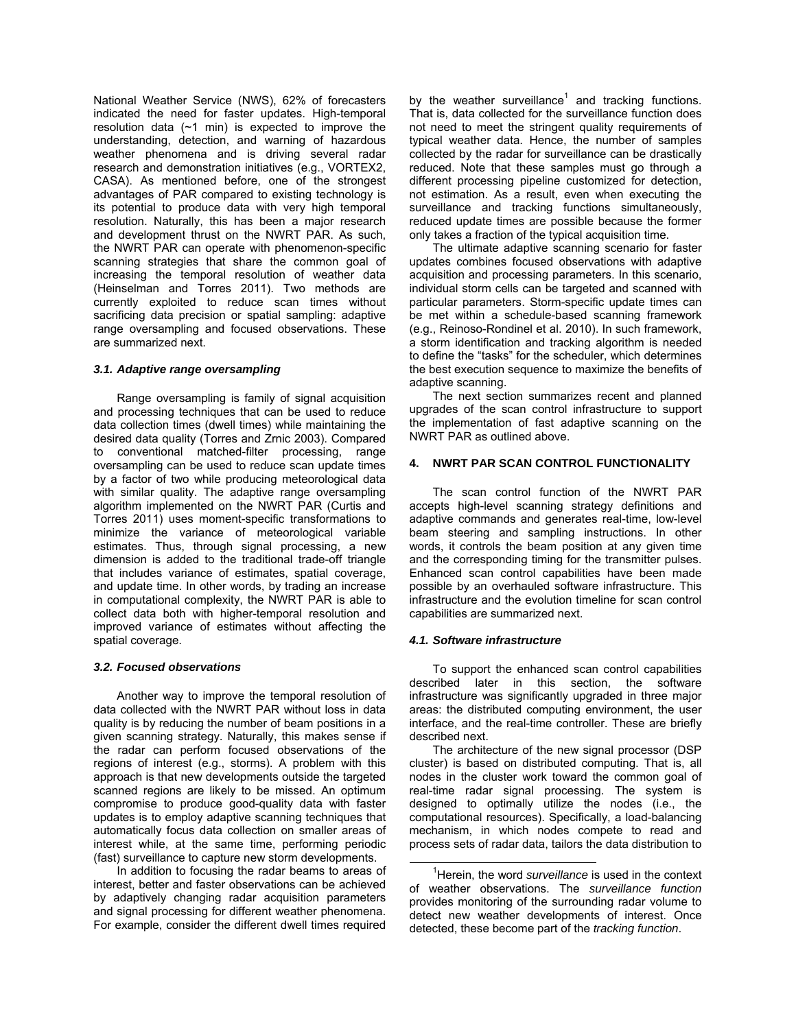National Weather Service (NWS), 62% of forecasters indicated the need for faster updates. High-temporal resolution data (~1 min) is expected to improve the understanding, detection, and warning of hazardous weather phenomena and is driving several radar research and demonstration initiatives (e.g., VORTEX2, CASA). As mentioned before, one of the strongest advantages of PAR compared to existing technology is its potential to produce data with very high temporal resolution. Naturally, this has been a major research and development thrust on the NWRT PAR. As such, the NWRT PAR can operate with phenomenon-specific scanning strategies that share the common goal of increasing the temporal resolution of weather data (Heinselman and Torres 2011). Two methods are currently exploited to reduce scan times without sacrificing data precision or spatial sampling: adaptive range oversampling and focused observations. These are summarized next.

### *3.1. Adaptive range oversampling*

Range oversampling is family of signal acquisition and processing techniques that can be used to reduce data collection times (dwell times) while maintaining the desired data quality (Torres and Zrnic 2003). Compared to conventional matched-filter processing, range oversampling can be used to reduce scan update times by a factor of two while producing meteorological data with similar quality. The adaptive range oversampling algorithm implemented on the NWRT PAR (Curtis and Torres 2011) uses moment-specific transformations to minimize the variance of meteorological variable estimates. Thus, through signal processing, a new dimension is added to the traditional trade-off triangle that includes variance of estimates, spatial coverage, and update time. In other words, by trading an increase in computational complexity, the NWRT PAR is able to collect data both with higher-temporal resolution and improved variance of estimates without affecting the spatial coverage.

### *3.2. Focused observations*

Another way to improve the temporal resolution of data collected with the NWRT PAR without loss in data quality is by reducing the number of beam positions in a given scanning strategy. Naturally, this makes sense if the radar can perform focused observations of the regions of interest (e.g., storms). A problem with this approach is that new developments outside the targeted scanned regions are likely to be missed. An optimum compromise to produce good-quality data with faster updates is to employ adaptive scanning techniques that automatically focus data collection on smaller areas of interest while, at the same time, performing periodic (fast) surveillance to capture new storm developments.

In addition to focusing the radar beams to areas of interest, better and faster observations can be achieved by adaptively changing radar acquisition parameters and signal processing for different weather phenomena. For example, consider the different dwell times required by the weather surveillance[1] and tracking functions. That is, data collected for the surveillance function does not need to meet the stringent quality requirements of typical weather data. Hence, the number of samples collected by the radar for surveillance can be drastically reduced. Note that these samples must go through a different processing pipeline customized for detection, not estimation. As a result, even when executing the surveillance and tracking functions simultaneously, reduced update times are possible because the former only takes a fraction of the typical acquisition time.

The ultimate adaptive scanning scenario for faster updates combines focused observations with adaptive acquisition and processing parameters. In this scenario, individual storm cells can be targeted and scanned with particular parameters. Storm-specific update times can be met within a schedule-based scanning framework (e.g., Reinoso-Rondinel et al. 2010). In such framework, a storm identification and tracking algorithm is needed to define the "tasks" for the scheduler, which determines the best execution sequence to maximize the benefits of adaptive scanning.

The next section summarizes recent and planned upgrades of the scan control infrastructure to support the implementation of fast adaptive scanning on the NWRT PAR as outlined above.

## 4. NWRT PAR SCAN CONTROL FUNCTIONALITY

The scan control function of the NWRT PAR accepts high-level scanning strategy definitions and adaptive commands and generates real-time, low-level beam steering and sampling instructions. In other words, it controls the beam position at any given time and the corresponding timing for the transmitter pulses. Enhanced scan control capabilities have been made possible by an overhauled software infrastructure. This infrastructure and the evolution timeline for scan control capabilities are summarized next.

### *4.1. Software infrastructure*

To support the enhanced scan control capabilities described later in this section, the software infrastructure was significantly upgraded in three major areas: the distributed computing environment, the user interface, and the real-time controller. These are briefly described next.

The architecture of the new signal processor (DSP cluster) is based on distributed computing. That is, all nodes in the cluster work toward the common goal of real-time radar signal processing. The system is designed to optimally utilize the nodes (i.e., the computational resources). Specifically, a load-balancing mechanism, in which nodes compete to read and process sets of radar data, tailors the data distribution to

[1] Herein, the word *surveillance* is used in the context of weather observations. The *surveillance function* provides monitoring of the surrounding radar volume to detect new weather developments of interest. Once detected, these become part of the *tracking function*.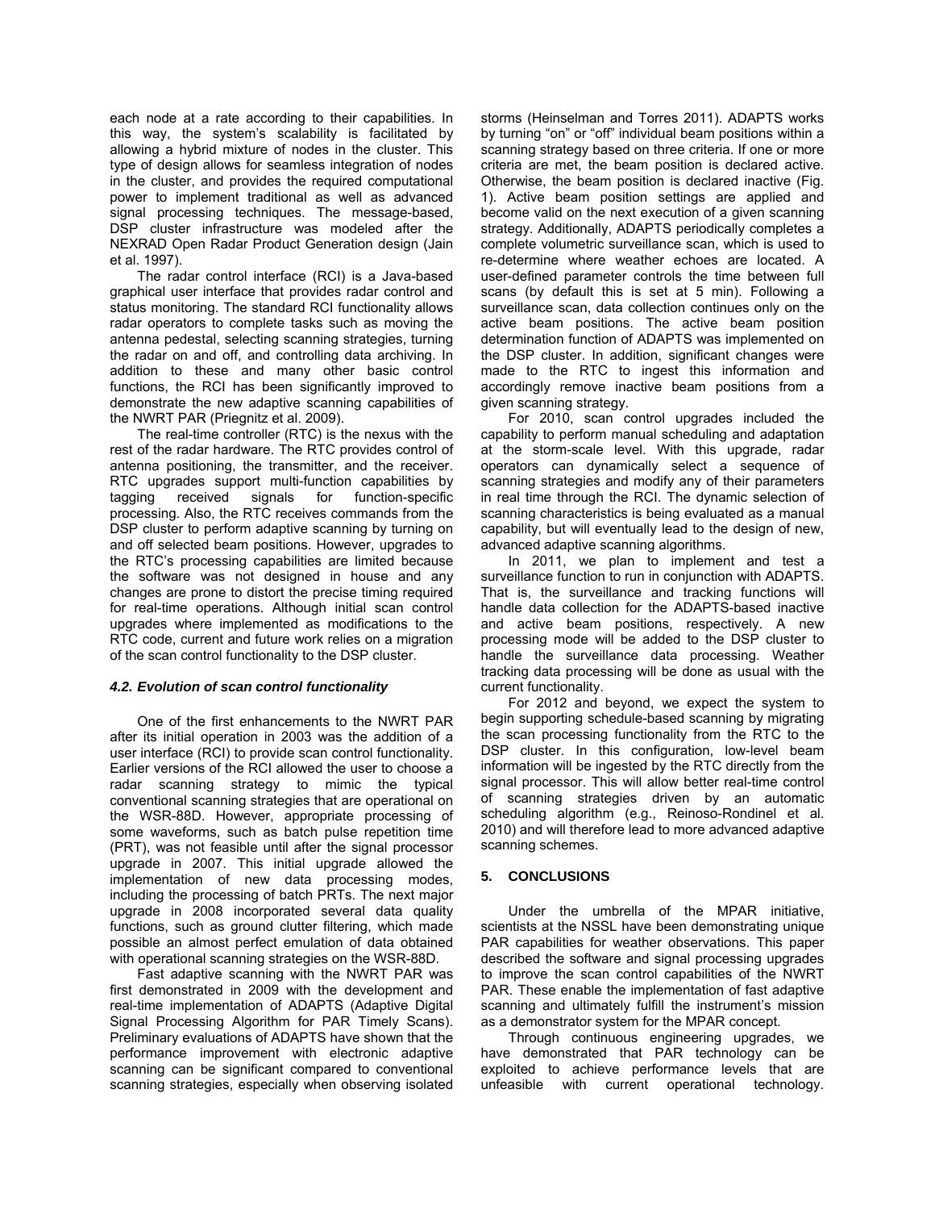each node at a rate according to their capabilities. In this way, the system's scalability is facilitated by allowing a hybrid mixture of nodes in the cluster. This type of design allows for seamless integration of nodes in the cluster, and provides the required computational power to implement traditional as well as advanced signal processing techniques. The message-based, DSP cluster infrastructure was modeled after the NEXRAD Open Radar Product Generation design (Jain et al. 1997).

The radar control interface (RCI) is a Java-based graphical user interface that provides radar control and status monitoring. The standard RCI functionality allows radar operators to complete tasks such as moving the antenna pedestal, selecting scanning strategies, turning the radar on and off, and controlling data archiving. In addition to these and many other basic control functions, the RCI has been significantly improved to demonstrate the new adaptive scanning capabilities of the NWRT PAR (Priegnitz et al. 2009).

The real-time controller (RTC) is the nexus with the rest of the radar hardware. The RTC provides control of antenna positioning, the transmitter, and the receiver. RTC upgrades support multi-function capabilities by tagging received signals for function-specific processing. Also, the RTC receives commands from the DSP cluster to perform adaptive scanning by turning on and off selected beam positions. However, upgrades to the RTC's processing capabilities are limited because the software was not designed in house and any changes are prone to distort the precise timing required for real-time operations. Although initial scan control upgrades where implemented as modifications to the RTC code, current and future work relies on a migration of the scan control functionality to the DSP cluster.

### *4.2. Evolution of scan control functionality*

One of the first enhancements to the NWRT PAR after its initial operation in 2003 was the addition of a user interface (RCI) to provide scan control functionality. Earlier versions of the RCI allowed the user to choose a radar scanning strategy to mimic the typical conventional scanning strategies that are operational on the WSR-88D. However, appropriate processing of some waveforms, such as batch pulse repetition time (PRT), was not feasible until after the signal processor upgrade in 2007. This initial upgrade allowed the implementation of new data processing modes, including the processing of batch PRTs. The next major upgrade in 2008 incorporated several data quality functions, such as ground clutter filtering, which made possible an almost perfect emulation of data obtained with operational scanning strategies on the WSR-88D.

Fast adaptive scanning with the NWRT PAR was first demonstrated in 2009 with the development and real-time implementation of ADAPTS (Adaptive Digital Signal Processing Algorithm for PAR Timely Scans). Preliminary evaluations of ADAPTS have shown that the performance improvement with electronic adaptive scanning can be significant compared to conventional scanning strategies, especially when observing isolated storms (Heinselman and Torres 2011). ADAPTS works by turning "on" or "off" individual beam positions within a scanning strategy based on three criteria. If one or more criteria are met, the beam position is declared active. Otherwise, the beam position is declared inactive (Fig. 1). Active beam position settings are applied and become valid on the next execution of a given scanning strategy. Additionally, ADAPTS periodically completes a complete volumetric surveillance scan, which is used to re-determine where weather echoes are located. A user-defined parameter controls the time between full scans (by default this is set at 5 min). Following a surveillance scan, data collection continues only on the active beam positions. The active beam position determination function of ADAPTS was implemented on the DSP cluster. In addition, significant changes were made to the RTC to ingest this information and accordingly remove inactive beam positions from a given scanning strategy.

For 2010, scan control upgrades included the capability to perform manual scheduling and adaptation at the storm-scale level. With this upgrade, radar operators can dynamically select a sequence of scanning strategies and modify any of their parameters in real time through the RCI. The dynamic selection of scanning characteristics is being evaluated as a manual capability, but will eventually lead to the design of new, advanced adaptive scanning algorithms.

In 2011, we plan to implement and test a surveillance function to run in conjunction with ADAPTS. That is, the surveillance and tracking functions will handle data collection for the ADAPTS-based inactive and active beam positions, respectively. A new processing mode will be added to the DSP cluster to handle the surveillance data processing. Weather tracking data processing will be done as usual with the current functionality.

For 2012 and beyond, we expect the system to begin supporting schedule-based scanning by migrating the scan processing functionality from the RTC to the DSP cluster. In this configuration, low-level beam information will be ingested by the RTC directly from the signal processor. This will allow better real-time control of scanning strategies driven by an automatic scheduling algorithm (e.g., Reinoso-Rondinel et al. 2010) and will therefore lead to more advanced adaptive scanning schemes.

## 5. CONCLUSIONS

Under the umbrella of the MPAR initiative, scientists at the NSSL have been demonstrating unique PAR capabilities for weather observations. This paper described the software and signal processing upgrades to improve the scan control capabilities of the NWRT PAR. These enable the implementation of fast adaptive scanning and ultimately fulfill the instrument's mission as a demonstrator system for the MPAR concept.

Through continuous engineering upgrades, we have demonstrated that PAR technology can be exploited to achieve performance levels that are unfeasible with current operational technology.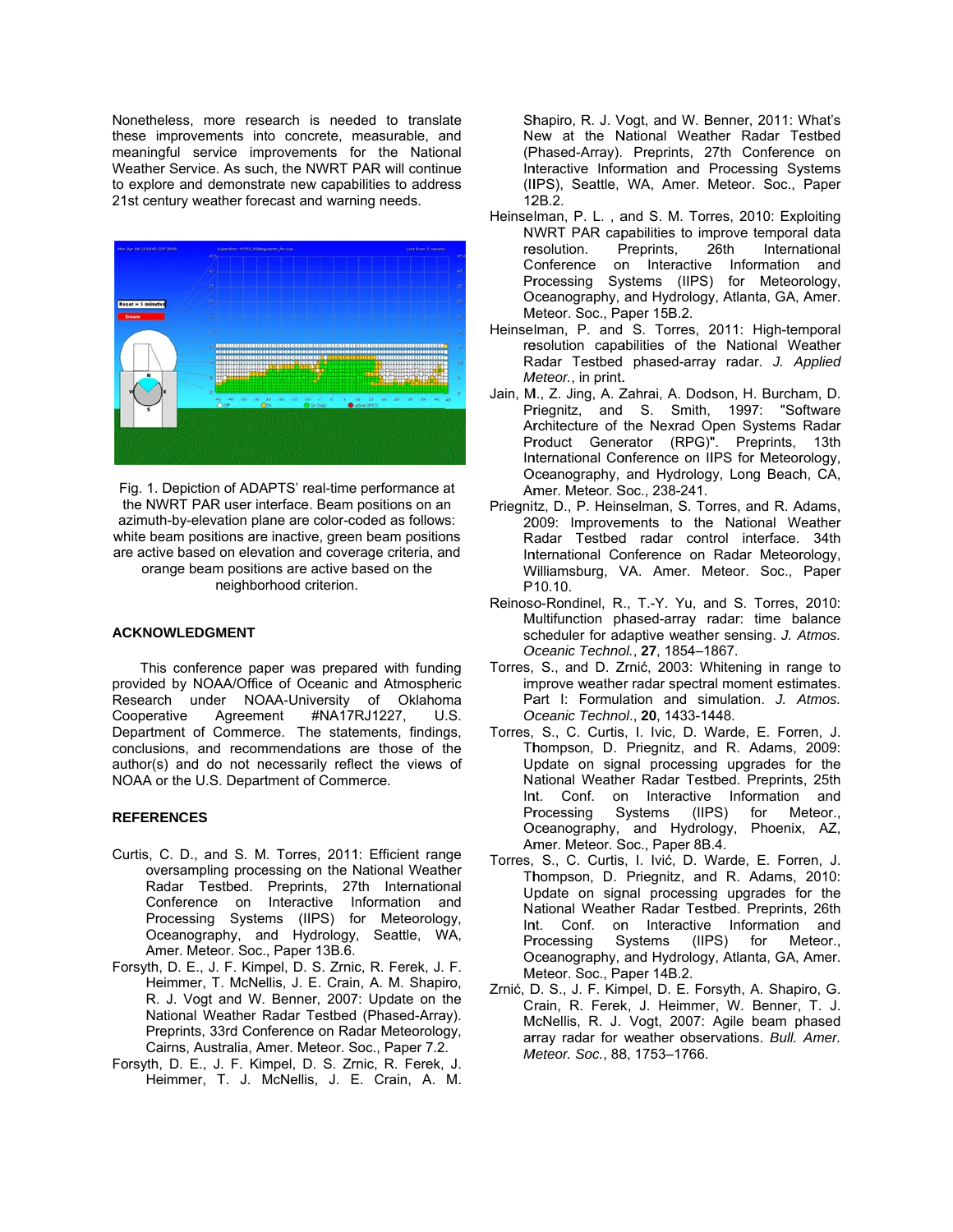Nonetheless, more research is needed to translate these improvements into concrete, measurable, and meaningful service improvements for the National Weather Service. As such, the NWRT PAR will continue to explore and demonstrate new capabilities to address 21st century weather forecast and warning needs.

Fig. 1. Depiction of ADAPTS' real-time performance at the NWRT PAR user interface. Beam positions on an azimuth-by-elevation plane are color-coded as follows: white beam positions are inactive, green beam positions are active based on elevation and coverage criteria, and orange beam positions are active based on the neighborhood criterion.

## ACKNOWLEDGMENT

This conference paper was prepared with funding provided by NOAA/Office of Oceanic and Atmospheric Research under NOAA-University of Oklahoma Cooperative Agreement #NA17RJ1227, U.S. Department of Commerce. The statements, findings, conclusions, and recommendations are those of the author(s) and do not necessarily reflect the views of NOAA or the U.S. Department of Commerce.

## REFERENCES

Curtis, C. D., and S. M. Torres, 2011: Efficient range oversampling processing on the National Weather Radar Testbed. Preprints, 27th International Conference on Interactive Information and Processing Systems (IIPS) for Meteorology, Oceanography, and Hydrology, Seattle, WA, Amer. Meteor. Soc., Paper 13B.6.

Forsyth, D. E., J. F. Kimpel, D. S. Zrnic, R. Ferek, J. F. Heimmer, T. McNellis, J. E. Crain, A. M. Shapiro, R. J. Vogt and W. Benner, 2007: Update on the National Weather Radar Testbed (Phased-Array). Preprints, 33rd Conference on Radar Meteorology, Cairns, Australia, Amer. Meteor. Soc., Paper 7.2.

Forsyth, D. E., J. F. Kimpel, D. S. Zrnic, R. Ferek, J. Heimmer, T. J. McNellis, J. E. Crain, A. M. Shapiro, R. J. Vogt, and W. Benner, 2011: What's New at the National Weather Radar Testbed (Phased-Array). Preprints, 27th Conference on Interactive Information and Processing Systems (IIPS), Seattle, WA, Amer. Meteor. Soc., Paper 12B.2.

Heinselman, P. L. , and S. M. Torres, 2010: Exploiting NWRT PAR capabilities to improve temporal data resolution. Preprints, 26th International Conference on Interactive Information and Processing Systems (IIPS) for Meteorology, Oceanography, and Hydrology, Atlanta, GA, Amer. Meteor. Soc., Paper 15B.2.

Heinselman, P. and S. Torres, 2011: High-temporal resolution capabilities of the National Weather Radar Testbed phased-array radar. *J. Applied Meteor.*, in print.

Jain, M., Z. Jing, A. Zahrai, A. Dodson, H. Burcham, D. Priegnitz, and S. Smith, 1997: "Software Architecture of the Nexrad Open Systems Radar Product Generator (RPG)". Preprints, 13th International Conference on IIPS for Meteorology, Oceanography, and Hydrology, Long Beach, CA, Amer. Meteor. Soc., 238-241.

Priegnitz, D., P. Heinselman, S. Torres, and R. Adams, 2009: Improvements to the National Weather Radar Testbed radar control interface. 34th International Conference on Radar Meteorology, Williamsburg, VA. Amer. Meteor. Soc., Paper P10.10.

Reinoso-Rondinel, R., T.-Y. Yu, and S. Torres, 2010: Multifunction phased-array radar: time balance scheduler for adaptive weather sensing. *J. Atmos. Oceanic Technol.*, **27**, 1854–1867.

Torres, S., and D. Zrnić, 2003: Whitening in range to improve weather radar spectral moment estimates. Part I: Formulation and simulation. *J. Atmos. Oceanic Technol.*, **20**, 1433-1448.

Torres, S., C. Curtis, I. Ivic, D. Warde, E. Forren, J. Thompson, D. Priegnitz, and R. Adams, 2009: Update on signal processing upgrades for the National Weather Radar Testbed. Preprints, 25th Int. Conf. on Interactive Information and Processing Systems (IIPS) for Meteor., Oceanography, and Hydrology, Phoenix, AZ, Amer. Meteor. Soc., Paper 8B.4.

Torres, S., C. Curtis, I. Ivić, D. Warde, E. Forren, J. Thompson, D. Priegnitz, and R. Adams, 2010: Update on signal processing upgrades for the National Weather Radar Testbed. Preprints, 26th Int. Conf. on Interactive Information and Processing Systems (IIPS) for Meteor., Oceanography, and Hydrology, Atlanta, GA, Amer. Meteor. Soc., Paper 14B.2.

Zrnić, D. S., J. F. Kimpel, D. E. Forsyth, A. Shapiro, G. Crain, R. Ferek, J. Heimmer, W. Benner, T. J. McNellis, R. J. Vogt, 2007: Agile beam phased array radar for weather observations. *Bull. Amer. Meteor. Soc.*, 88, 1753–1766.